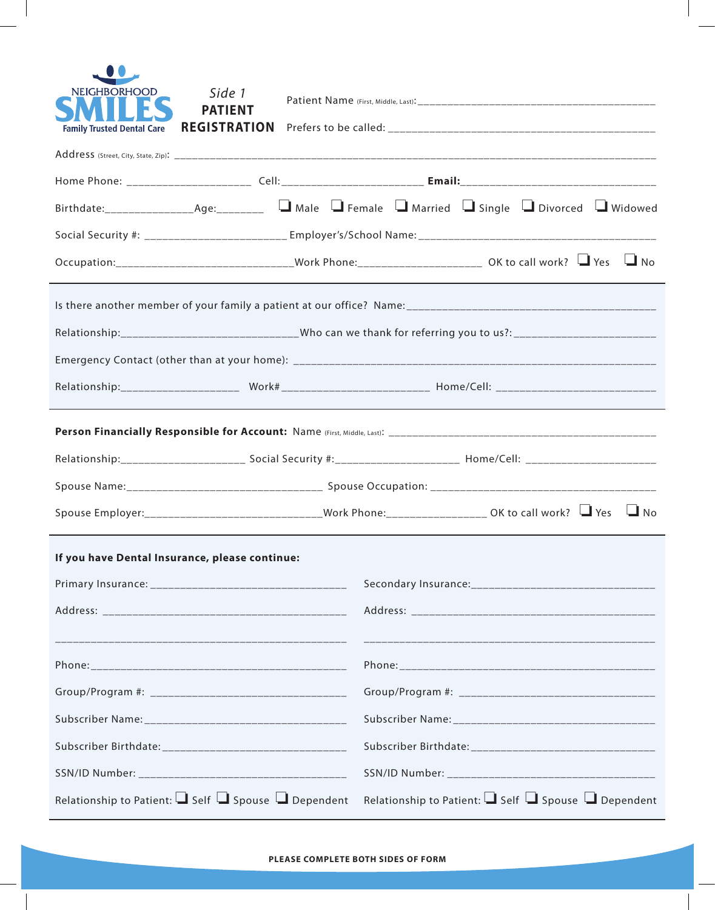NEIGHBORHOOD **SMILES** Family Trusted Dental Care

*Side 1*

# PATIENT REGISTRATION

Patient Name (First, Middle, Last): ________________________________________

Prefers to be called: ________________________________________

Address (Street, City, State, Zip): ________________________________________________________________________________

Home Phone: ____________________ Cell: ______________________ **Email:** ________________________________

Birthdate: ______________ Age: ________ ❑ Male ❑ Female ❑ Married ❑ Single ❑ Divorced ❑ Widowed

Social Security #: ______________________ Employer's/School Name: ________________________________________

Occupation: ____________________________ Work Phone: ___________________ OK to call work? ❑ Yes ❑ No

---

Is there another member of your family a patient at our office? Name: ________________________________________

Relationship: ____________________________ Who can we thank for referring you to us?: ______________________

Emergency Contact (other than at your home): ____________________________________________________________

Relationship: ___________________ Work# ________________________ Home/Cell: __________________________

---

**Person Financially Responsible for Account:** Name (First, Middle, Last): ____________________________________________

Relationship: ___________________ Social Security #: ___________________ Home/Cell: _____________________

Spouse Name: _______________________________ Spouse Occupation: ____________________________________

Spouse Employer: ____________________________ Work Phone: ________________ OK to call work? ❑ Yes ❑ No

---

**If you have Dental Insurance, please continue:**

Primary Insurance: ________________________________

Address: ________________________________________

________________________________________________

Phone: __________________________________________

Group/Program #: ________________________________

Subscriber Name: _________________________________

Subscriber Birthdate: ______________________________

SSN/ID Number: __________________________________

Relationship to Patient: ❑ Self ❑ Spouse ❑ Dependent

Secondary Insurance: ______________________________

Address: ________________________________________

________________________________________________

Phone: __________________________________________

Group/Program #: ________________________________

Subscriber Name: _________________________________

Subscriber Birthdate: ______________________________

SSN/ID Number: __________________________________

Relationship to Patient: ❑ Self ❑ Spouse ❑ Dependent

**PLEASE COMPLETE BOTH SIDES OF FORM**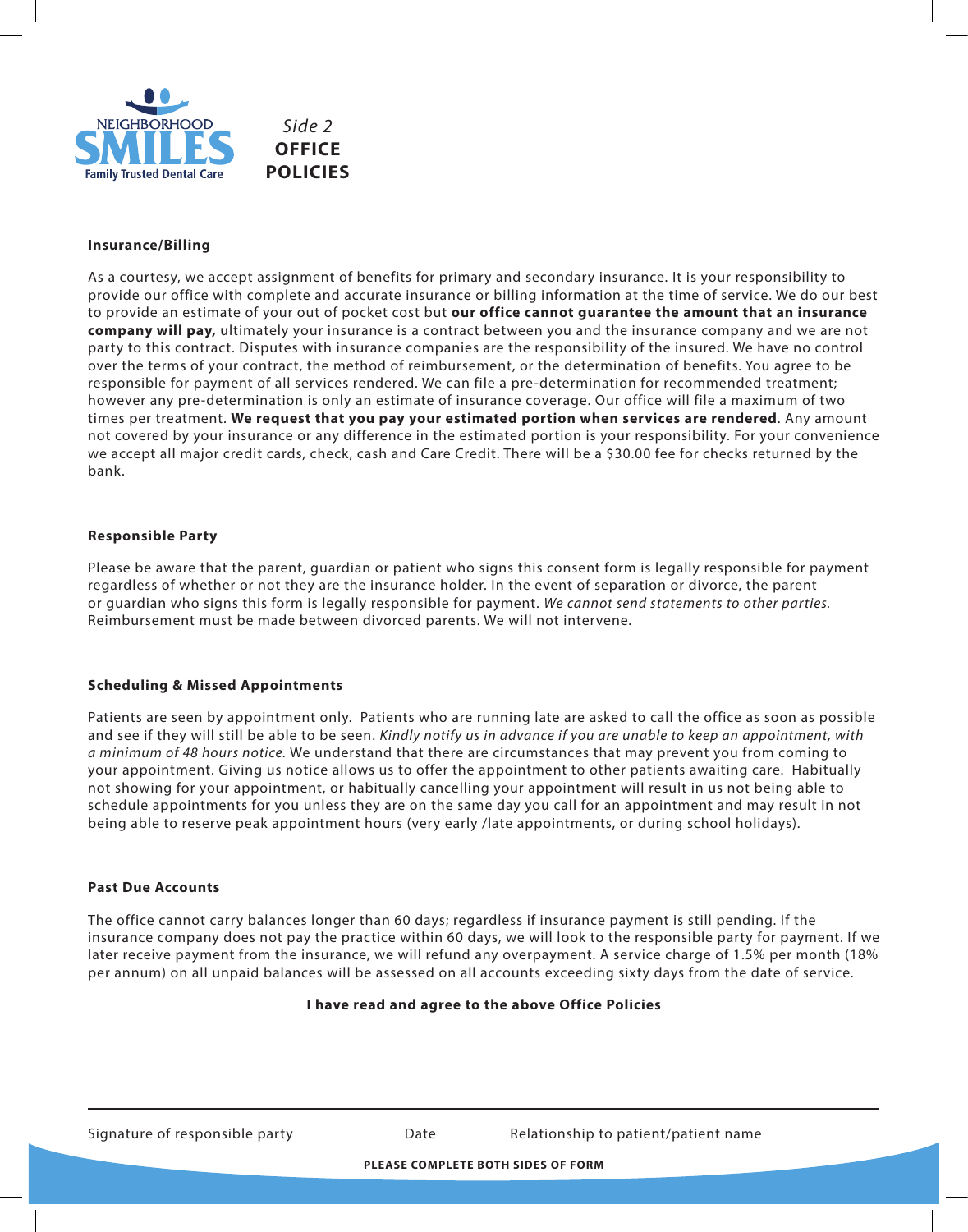NEIGHBORHOOD SMILES
Family Trusted Dental Care

*Side 2*
**OFFICE POLICIES**

### Insurance/Billing

As a courtesy, we accept assignment of benefits for primary and secondary insurance. It is your responsibility to provide our office with complete and accurate insurance or billing information at the time of service. We do our best to provide an estimate of your out of pocket cost but **our office cannot guarantee the amount that an insurance company will pay,** ultimately your insurance is a contract between you and the insurance company and we are not party to this contract. Disputes with insurance companies are the responsibility of the insured. We have no control over the terms of your contract, the method of reimbursement, or the determination of benefits. You agree to be responsible for payment of all services rendered. We can file a pre-determination for recommended treatment; however any pre-determination is only an estimate of insurance coverage. Our office will file a maximum of two times per treatment. **We request that you pay your estimated portion when services are rendered**. Any amount not covered by your insurance or any difference in the estimated portion is your responsibility. For your convenience we accept all major credit cards, check, cash and Care Credit. There will be a $30.00 fee for checks returned by the bank.

### Responsible Party

Please be aware that the parent, guardian or patient who signs this consent form is legally responsible for payment regardless of whether or not they are the insurance holder. In the event of separation or divorce, the parent or guardian who signs this form is legally responsible for payment. *We cannot send statements to other parties.* Reimbursement must be made between divorced parents. We will not intervene.

### Scheduling & Missed Appointments

Patients are seen by appointment only. Patients who are running late are asked to call the office as soon as possible and see if they will still be able to be seen. *Kindly notify us in advance if you are unable to keep an appointment, with a minimum of 48 hours notice.* We understand that there are circumstances that may prevent you from coming to your appointment. Giving us notice allows us to offer the appointment to other patients awaiting care. Habitually not showing for your appointment, or habitually cancelling your appointment will result in us not being able to schedule appointments for you unless they are on the same day you call for an appointment and may result in not being able to reserve peak appointment hours (very early /late appointments, or during school holidays).

### Past Due Accounts

The office cannot carry balances longer than 60 days; regardless if insurance payment is still pending. If the insurance company does not pay the practice within 60 days, we will look to the responsible party for payment. If we later receive payment from the insurance, we will refund any overpayment. A service charge of 1.5% per month (18% per annum) on all unpaid balances will be assessed on all accounts exceeding sixty days from the date of service.

**I have read and agree to the above Office Policies**

Signature of responsible party &nbsp;&nbsp;&nbsp; Date &nbsp;&nbsp;&nbsp; Relationship to patient/patient name

**PLEASE COMPLETE BOTH SIDES OF FORM**